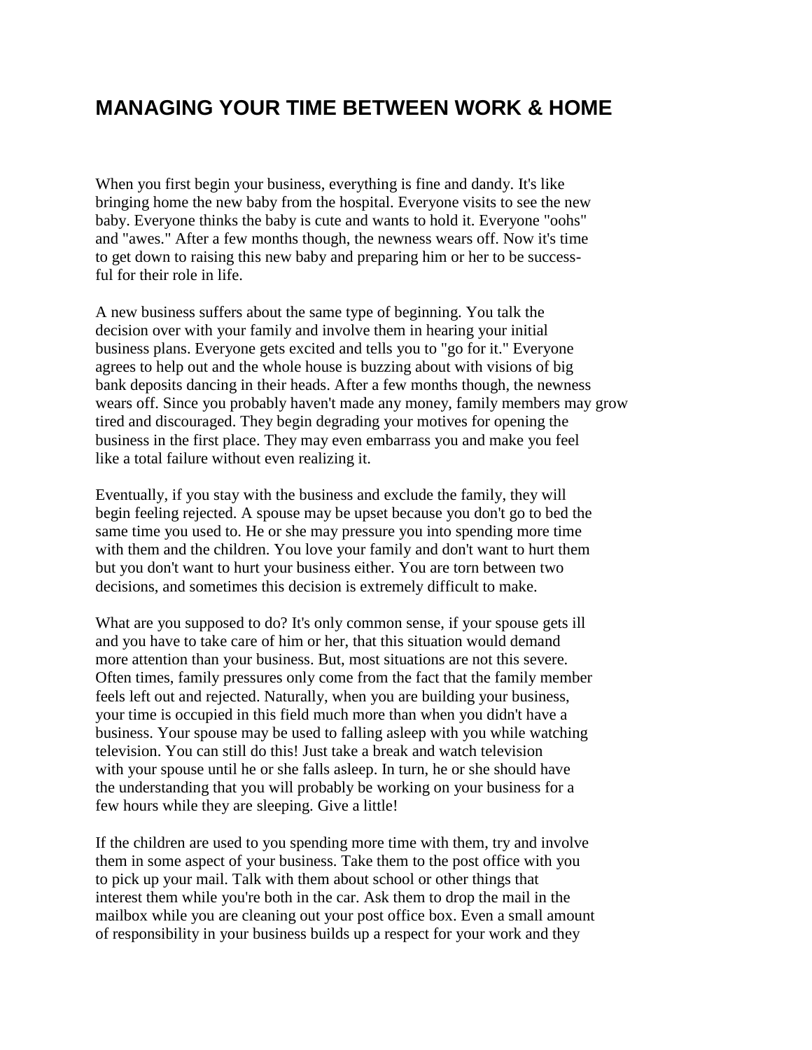# MANAGING YOUR TIME BETWEEN WORK & HOME

When you first begin your business, everything is fine and dandy. It's like bringing home the new baby from the hospital. Everyone visits to see the new baby. Everyone thinks the baby is cute and wants to hold it. Everyone "oohs" and "awes." After a few months though, the newness wears off. Now it's time to get down to raising this new baby and preparing him or her to be successful for their role in life.

A new business suffers about the same type of beginning. You talk the decision over with your family and involve them in hearing your initial business plans. Everyone gets excited and tells you to "go for it." Everyone agrees to help out and the whole house is buzzing about with visions of big bank deposits dancing in their heads. After a few months though, the newness wears off. Since you probably haven't made any money, family members may grow tired and discouraged. They begin degrading your motives for opening the business in the first place. They may even embarrass you and make you feel like a total failure without even realizing it.

Eventually, if you stay with the business and exclude the family, they will begin feeling rejected. A spouse may be upset because you don't go to bed the same time you used to. He or she may pressure you into spending more time with them and the children. You love your family and don't want to hurt them but you don't want to hurt your business either. You are torn between two decisions, and sometimes this decision is extremely difficult to make.

What are you supposed to do? It's only common sense, if your spouse gets ill and you have to take care of him or her, that this situation would demand more attention than your business. But, most situations are not this severe. Often times, family pressures only come from the fact that the family member feels left out and rejected. Naturally, when you are building your business, your time is occupied in this field much more than when you didn't have a business. Your spouse may be used to falling asleep with you while watching television. You can still do this! Just take a break and watch television with your spouse until he or she falls asleep. In turn, he or she should have the understanding that you will probably be working on your business for a few hours while they are sleeping. Give a little!

If the children are used to you spending more time with them, try and involve them in some aspect of your business. Take them to the post office with you to pick up your mail. Talk with them about school or other things that interest them while you're both in the car. Ask them to drop the mail in the mailbox while you are cleaning out your post office box. Even a small amount of responsibility in your business builds up a respect for your work and they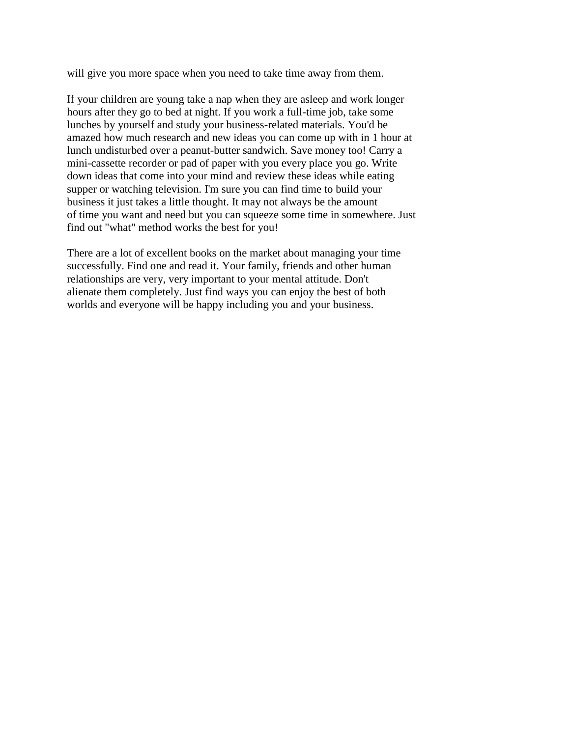will give you more space when you need to take time away from them.

If your children are young take a nap when they are asleep and work longer hours after they go to bed at night. If you work a full-time job, take some lunches by yourself and study your business-related materials. You'd be amazed how much research and new ideas you can come up with in 1 hour at lunch undisturbed over a peanut-butter sandwich. Save money too! Carry a mini-cassette recorder or pad of paper with you every place you go. Write down ideas that come into your mind and review these ideas while eating supper or watching television. I'm sure you can find time to build your business it just takes a little thought. It may not always be the amount of time you want and need but you can squeeze some time in somewhere. Just find out "what" method works the best for you!

There are a lot of excellent books on the market about managing your time successfully. Find one and read it. Your family, friends and other human relationships are very, very important to your mental attitude. Don't alienate them completely. Just find ways you can enjoy the best of both worlds and everyone will be happy including you and your business.